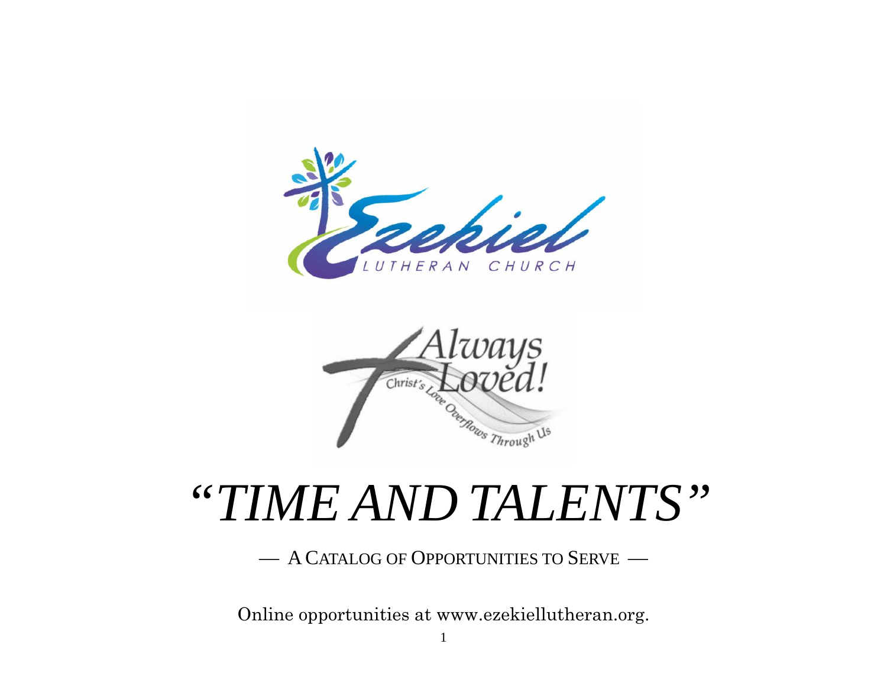Ezekiel Lutheran Church

Always Loved!

Christ's Love Overflows Through Us

# *"TIME AND TALENTS"*

— A CATALOG OF OPPORTUNITIES TO SERVE —

Online opportunities at www.ezekiellutheran.org.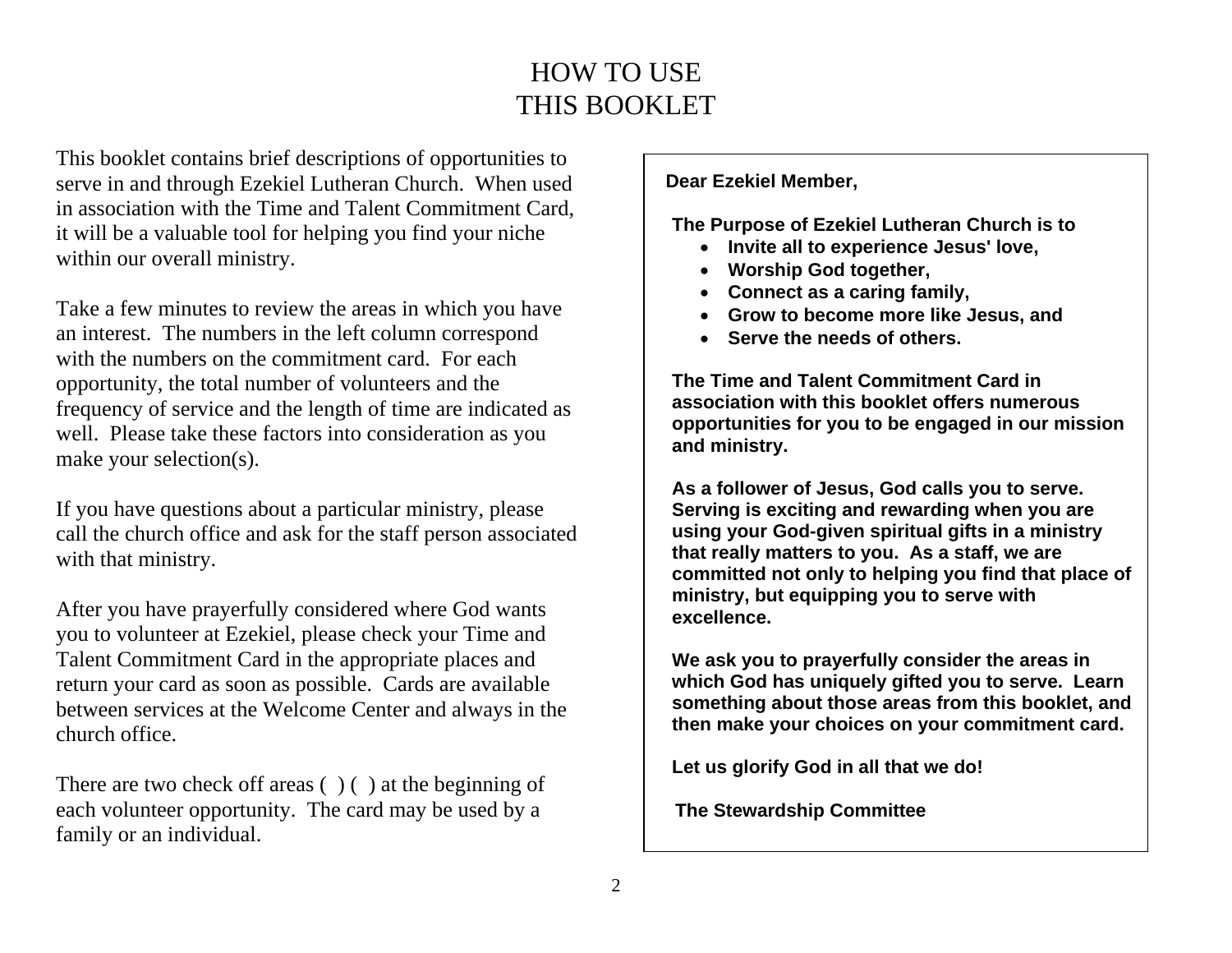# HOW TO USE THIS BOOKLET

This booklet contains brief descriptions of opportunities to serve in and through Ezekiel Lutheran Church. When used in association with the Time and Talent Commitment Card, it will be a valuable tool for helping you find your niche within our overall ministry.

Take a few minutes to review the areas in which you have an interest. The numbers in the left column correspond with the numbers on the commitment card. For each opportunity, the total number of volunteers and the frequency of service and the length of time are indicated as well. Please take these factors into consideration as you make your selection(s).

If you have questions about a particular ministry, please call the church office and ask for the staff person associated with that ministry.

After you have prayerfully considered where God wants you to volunteer at Ezekiel, please check your Time and Talent Commitment Card in the appropriate places and return your card as soon as possible. Cards are available between services at the Welcome Center and always in the church office.

There are two check off areas ( ) ( ) at the beginning of each volunteer opportunity. The card may be used by a family or an individual.

**Dear Ezekiel Member,**

**The Purpose of Ezekiel Lutheran Church is to**

- **Invite all to experience Jesus' love,**
- **Worship God together,**
- **Connect as a caring family,**
- **Grow to become more like Jesus, and**
- **Serve the needs of others.**

**The Time and Talent Commitment Card in association with this booklet offers numerous opportunities for you to be engaged in our mission and ministry.**

**As a follower of Jesus, God calls you to serve. Serving is exciting and rewarding when you are using your God-given spiritual gifts in a ministry that really matters to you. As a staff, we are committed not only to helping you find that place of ministry, but equipping you to serve with excellence.**

**We ask you to prayerfully consider the areas in which God has uniquely gifted you to serve. Learn something about those areas from this booklet, and then make your choices on your commitment card.**

**Let us glorify God in all that we do!**

**The Stewardship Committee**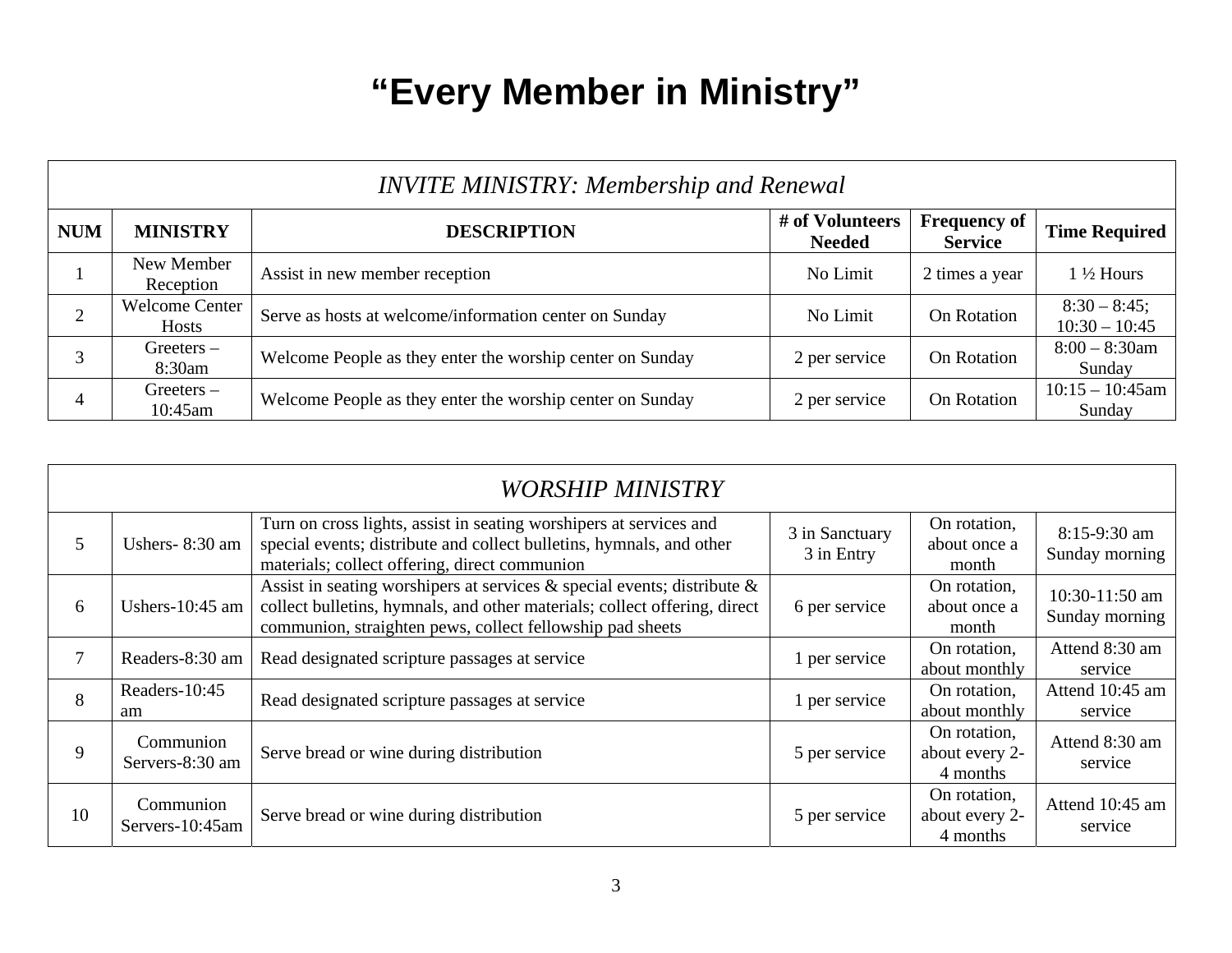# "Every Member in Ministry"

| *INVITE MINISTRY: Membership and Renewal* | | | | | |
|---|---|---|---|---|---|
| **NUM** | **MINISTRY** | **DESCRIPTION** | **# of Volunteers Needed** | **Frequency of Service** | **Time Required** |
| 1 | New Member Reception | Assist in new member reception | No Limit | 2 times a year | 1 ½ Hours |
| 2 | Welcome Center Hosts | Serve as hosts at welcome/information center on Sunday | No Limit | On Rotation | 8:30 – 8:45; 10:30 – 10:45 |
| 3 | Greeters – 8:30am | Welcome People as they enter the worship center on Sunday | 2 per service | On Rotation | 8:00 – 8:30am Sunday |
| 4 | Greeters – 10:45am | Welcome People as they enter the worship center on Sunday | 2 per service | On Rotation | 10:15 – 10:45am Sunday |

| *WORSHIP MINISTRY* | | | | | |
|---|---|---|---|---|---|
| 5 | Ushers- 8:30 am | Turn on cross lights, assist in seating worshipers at services and special events; distribute and collect bulletins, hymnals, and other materials; collect offering, direct communion | 3 in Sanctuary 3 in Entry | On rotation, about once a month | 8:15-9:30 am Sunday morning |
| 6 | Ushers-10:45 am | Assist in seating worshipers at services & special events; distribute & collect bulletins, hymnals, and other materials; collect offering, direct communion, straighten pews, collect fellowship pad sheets | 6 per service | On rotation, about once a month | 10:30-11:50 am Sunday morning |
| 7 | Readers-8:30 am | Read designated scripture passages at service | 1 per service | On rotation, about monthly | Attend 8:30 am service |
| 8 | Readers-10:45 am | Read designated scripture passages at service | 1 per service | On rotation, about monthly | Attend 10:45 am service |
| 9 | Communion Servers-8:30 am | Serve bread or wine during distribution | 5 per service | On rotation, about every 2-4 months | Attend 8:30 am service |
| 10 | Communion Servers-10:45am | Serve bread or wine during distribution | 5 per service | On rotation, about every 2-4 months | Attend 10:45 am service |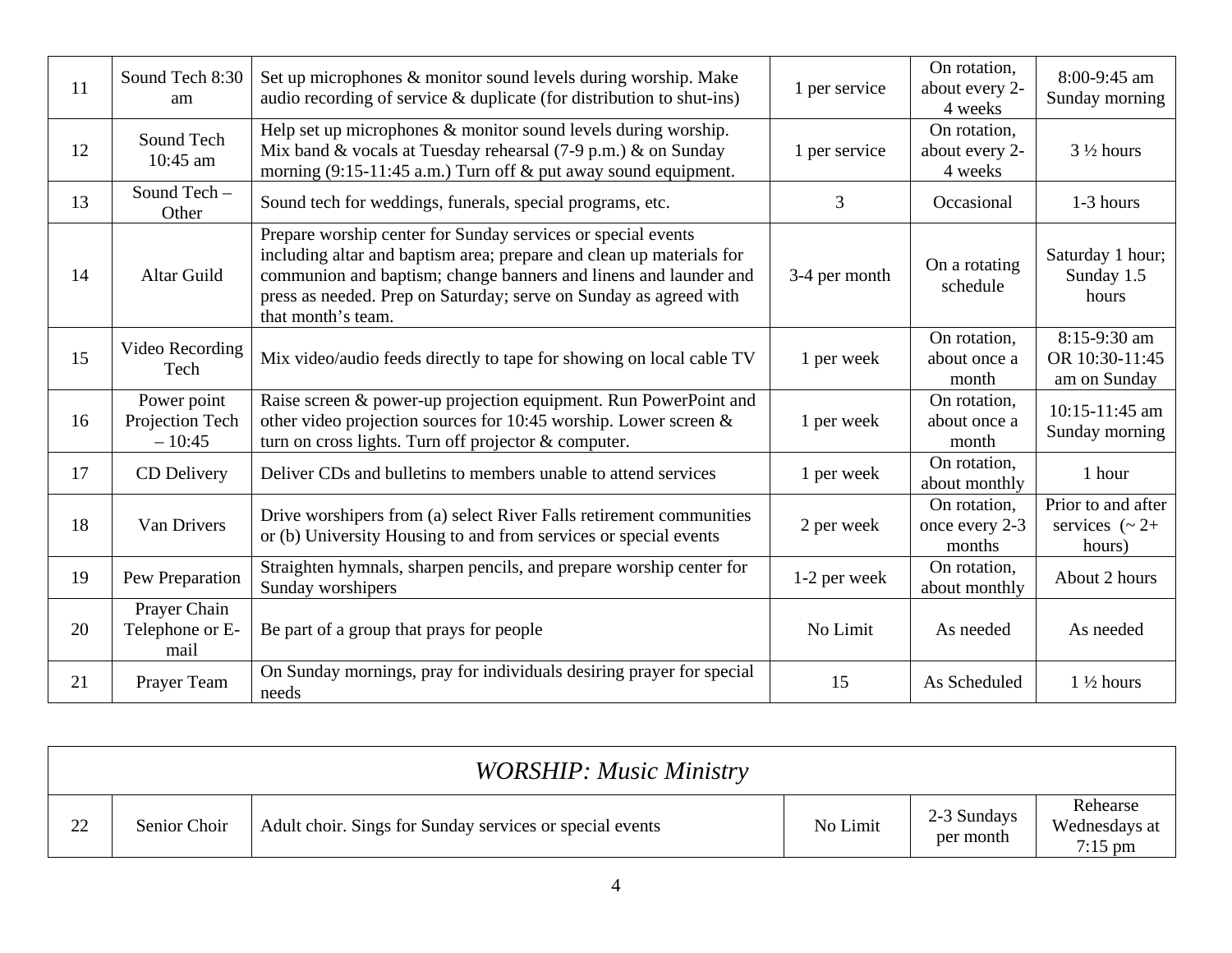| | | | | | |
|---|---|---|---|---|---|
| 11 | Sound Tech 8:30 am | Set up microphones & monitor sound levels during worship. Make audio recording of service & duplicate (for distribution to shut-ins) | 1 per service | On rotation, about every 2-4 weeks | 8:00-9:45 am Sunday morning |
| 12 | Sound Tech 10:45 am | Help set up microphones & monitor sound levels during worship. Mix band & vocals at Tuesday rehearsal (7-9 p.m.) & on Sunday morning (9:15-11:45 a.m.) Turn off & put away sound equipment. | 1 per service | On rotation, about every 2-4 weeks | 3 ½ hours |
| 13 | Sound Tech – Other | Sound tech for weddings, funerals, special programs, etc. | 3 | Occasional | 1-3 hours |
| 14 | Altar Guild | Prepare worship center for Sunday services or special events including altar and baptism area; prepare and clean up materials for communion and baptism; change banners and linens and launder and press as needed. Prep on Saturday; serve on Sunday as agreed with that month's team. | 3-4 per month | On a rotating schedule | Saturday 1 hour; Sunday 1.5 hours |
| 15 | Video Recording Tech | Mix video/audio feeds directly to tape for showing on local cable TV | 1 per week | On rotation, about once a month | 8:15-9:30 am OR 10:30-11:45 am on Sunday |
| 16 | Power point Projection Tech – 10:45 | Raise screen & power-up projection equipment. Run PowerPoint and other video projection sources for 10:45 worship. Lower screen & turn on cross lights. Turn off projector & computer. | 1 per week | On rotation, about once a month | 10:15-11:45 am Sunday morning |
| 17 | CD Delivery | Deliver CDs and bulletins to members unable to attend services | 1 per week | On rotation, about monthly | 1 hour |
| 18 | Van Drivers | Drive worshipers from (a) select River Falls retirement communities or (b) University Housing to and from services or special events | 2 per week | On rotation, once every 2-3 months | Prior to and after services (~ 2+ hours) |
| 19 | Pew Preparation | Straighten hymnals, sharpen pencils, and prepare worship center for Sunday worshipers | 1-2 per week | On rotation, about monthly | About 2 hours |
| 20 | Prayer Chain Telephone or E-mail | Be part of a group that prays for people | No Limit | As needed | As needed |
| 21 | Prayer Team | On Sunday mornings, pray for individuals desiring prayer for special needs | 15 | As Scheduled | 1 ½ hours |

| *WORSHIP: Music Ministry* | | | | | |
|---|---|---|---|---|---|
| 22 | Senior Choir | Adult choir. Sings for Sunday services or special events | No Limit | 2-3 Sundays per month | Rehearse Wednesdays at 7:15 pm |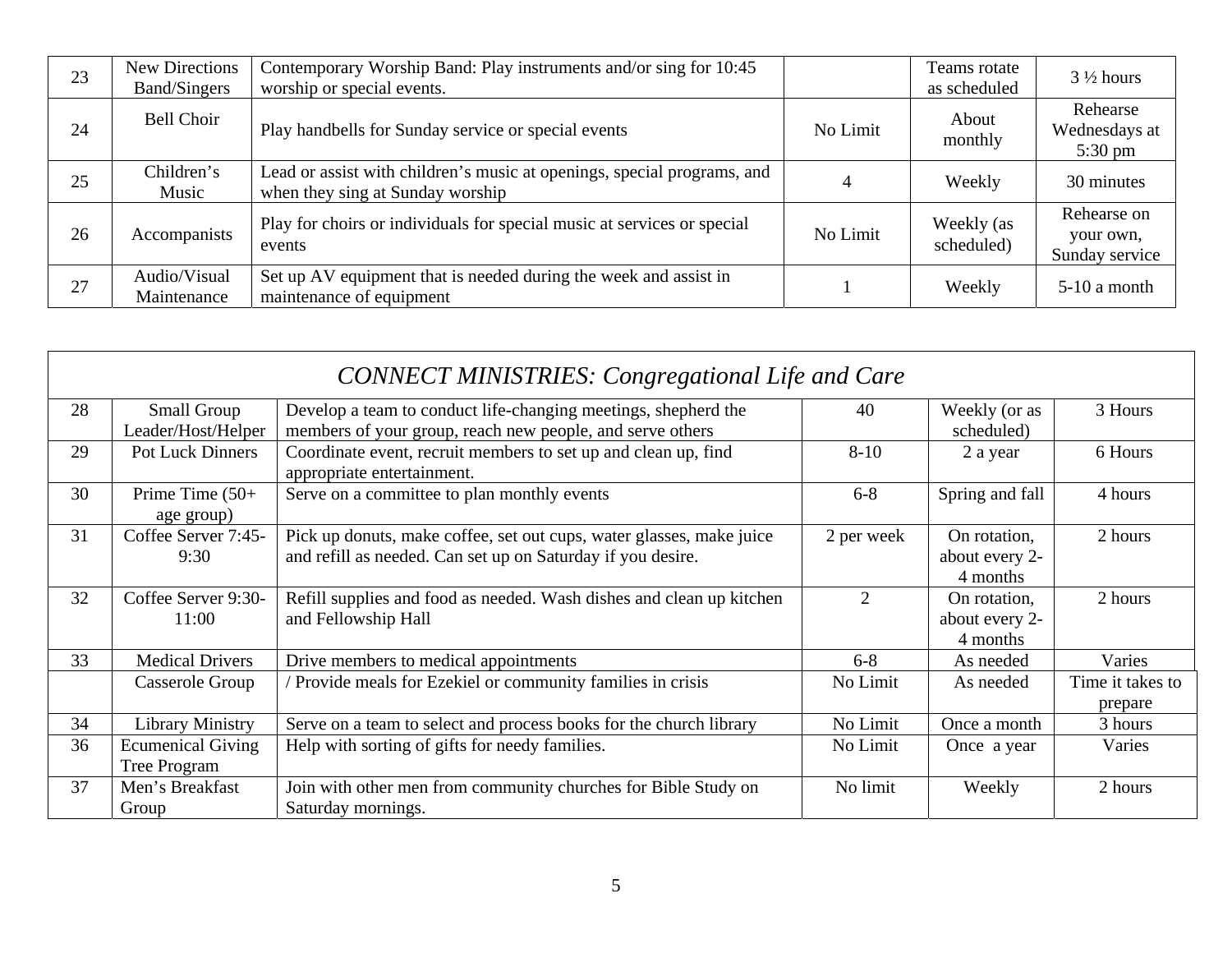| 23 | New Directions Band/Singers | Contemporary Worship Band: Play instruments and/or sing for 10:45 worship or special events. | | Teams rotate as scheduled | 3 ½ hours |
|---|---|---|---|---|---|
| 24 | Bell Choir | Play handbells for Sunday service or special events | No Limit | About monthly | Rehearse Wednesdays at 5:30 pm |
| 25 | Children's Music | Lead or assist with children's music at openings, special programs, and when they sing at Sunday worship | 4 | Weekly | 30 minutes |
| 26 | Accompanists | Play for choirs or individuals for special music at services or special events | No Limit | Weekly (as scheduled) | Rehearse on your own, Sunday service |
| 27 | Audio/Visual Maintenance | Set up AV equipment that is needed during the week and assist in maintenance of equipment | 1 | Weekly | 5-10 a month |

| *CONNECT MINISTRIES: Congregational Life and Care* | | | | | |
|---|---|---|---|---|---|
| 28 | Small Group Leader/Host/Helper | Develop a team to conduct life-changing meetings, shepherd the members of your group, reach new people, and serve others | 40 | Weekly (or as scheduled) | 3 Hours |
| 29 | Pot Luck Dinners | Coordinate event, recruit members to set up and clean up, find appropriate entertainment. | 8-10 | 2 a year | 6 Hours |
| 30 | Prime Time (50+ age group) | Serve on a committee to plan monthly events | 6-8 | Spring and fall | 4 hours |
| 31 | Coffee Server 7:45-9:30 | Pick up donuts, make coffee, set out cups, water glasses, make juice and refill as needed. Can set up on Saturday if you desire. | 2 per week | On rotation, about every 2-4 months | 2 hours |
| 32 | Coffee Server 9:30-11:00 | Refill supplies and food as needed. Wash dishes and clean up kitchen and Fellowship Hall | 2 | On rotation, about every 2-4 months | 2 hours |
| 33 | Medical Drivers | Drive members to medical appointments | 6-8 | As needed | Varies |
| | Casserole Group | / Provide meals for Ezekiel or community families in crisis | No Limit | As needed | Time it takes to prepare |
| 34 | Library Ministry | Serve on a team to select and process books for the church library | No Limit | Once a month | 3 hours |
| 36 | Ecumenical Giving Tree Program | Help with sorting of gifts for needy families. | No Limit | Once a year | Varies |
| 37 | Men's Breakfast Group | Join with other men from community churches for Bible Study on Saturday mornings. | No limit | Weekly | 2 hours |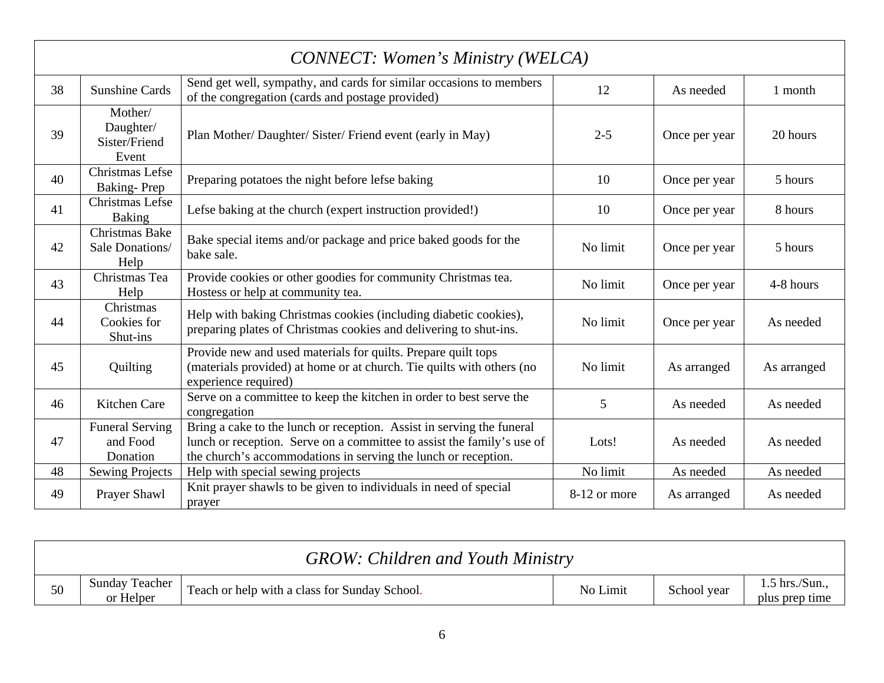| *CONNECT: Women's Ministry (WELCA)* | | | | | |
|---|---|---|---|---|---|
| 38 | Sunshine Cards | Send get well, sympathy, and cards for similar occasions to members of the congregation (cards and postage provided) | 12 | As needed | 1 month |
| 39 | Mother/ Daughter/ Sister/Friend Event | Plan Mother/ Daughter/ Sister/ Friend event (early in May) | 2-5 | Once per year | 20 hours |
| 40 | Christmas Lefse Baking- Prep | Preparing potatoes the night before lefse baking | 10 | Once per year | 5 hours |
| 41 | Christmas Lefse Baking | Lefse baking at the church (expert instruction provided!) | 10 | Once per year | 8 hours |
| 42 | Christmas Bake Sale Donations/ Help | Bake special items and/or package and price baked goods for the bake sale. | No limit | Once per year | 5 hours |
| 43 | Christmas Tea Help | Provide cookies or other goodies for community Christmas tea. Hostess or help at community tea. | No limit | Once per year | 4-8 hours |
| 44 | Christmas Cookies for Shut-ins | Help with baking Christmas cookies (including diabetic cookies), preparing plates of Christmas cookies and delivering to shut-ins. | No limit | Once per year | As needed |
| 45 | Quilting | Provide new and used materials for quilts. Prepare quilt tops (materials provided) at home or at church. Tie quilts with others (no experience required) | No limit | As arranged | As arranged |
| 46 | Kitchen Care | Serve on a committee to keep the kitchen in order to best serve the congregation | 5 | As needed | As needed |
| 47 | Funeral Serving and Food Donation | Bring a cake to the lunch or reception. Assist in serving the funeral lunch or reception. Serve on a committee to assist the family's use of the church's accommodations in serving the lunch or reception. | Lots! | As needed | As needed |
| 48 | Sewing Projects | Help with special sewing projects | No limit | As needed | As needed |
| 49 | Prayer Shawl | Knit prayer shawls to be given to individuals in need of special prayer | 8-12 or more | As arranged | As needed |

| *GROW: Children and Youth Ministry* | | | | | |
|---|---|---|---|---|---|
| 50 | Sunday Teacher or Helper | Teach or help with a class for Sunday School. | No Limit | School year | 1.5 hrs./Sun., plus prep time |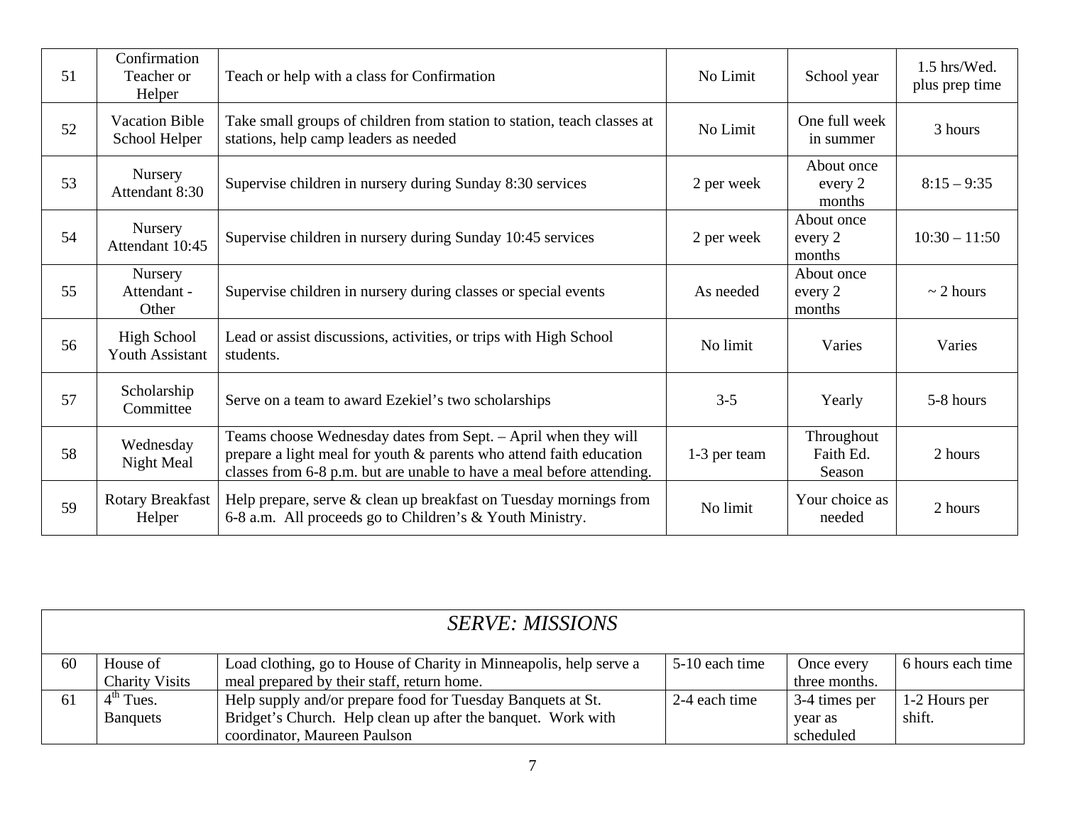| | | | | | |
|---|---|---|---|---|---|
| 51 | Confirmation Teacher or Helper | Teach or help with a class for Confirmation | No Limit | School year | 1.5 hrs/Wed. plus prep time |
| 52 | Vacation Bible School Helper | Take small groups of children from station to station, teach classes at stations, help camp leaders as needed | No Limit | One full week in summer | 3 hours |
| 53 | Nursery Attendant 8:30 | Supervise children in nursery during Sunday 8:30 services | 2 per week | About once every 2 months | 8:15 – 9:35 |
| 54 | Nursery Attendant 10:45 | Supervise children in nursery during Sunday 10:45 services | 2 per week | About once every 2 months | 10:30 – 11:50 |
| 55 | Nursery Attendant - Other | Supervise children in nursery during classes or special events | As needed | About once every 2 months | ~ 2 hours |
| 56 | High School Youth Assistant | Lead or assist discussions, activities, or trips with High School students. | No limit | Varies | Varies |
| 57 | Scholarship Committee | Serve on a team to award Ezekiel's two scholarships | 3-5 | Yearly | 5-8 hours |
| 58 | Wednesday Night Meal | Teams choose Wednesday dates from Sept. – April when they will prepare a light meal for youth & parents who attend faith education classes from 6-8 p.m. but are unable to have a meal before attending. | 1-3 per team | Throughout Faith Ed. Season | 2 hours |
| 59 | Rotary Breakfast Helper | Help prepare, serve & clean up breakfast on Tuesday mornings from 6-8 a.m. All proceeds go to Children's & Youth Ministry. | No limit | Your choice as needed | 2 hours |

## *SERVE: MISSIONS*

| | | | | | |
|---|---|---|---|---|---|
| 60 | House of Charity Visits | Load clothing, go to House of Charity in Minneapolis, help serve a meal prepared by their staff, return home. | 5-10 each time | Once every three months. | 6 hours each time |
| 61 | 4th Tues. Banquets | Help supply and/or prepare food for Tuesday Banquets at St. Bridget's Church. Help clean up after the banquet. Work with coordinator, Maureen Paulson | 2-4 each time | 3-4 times per year as scheduled | 1-2 Hours per shift. |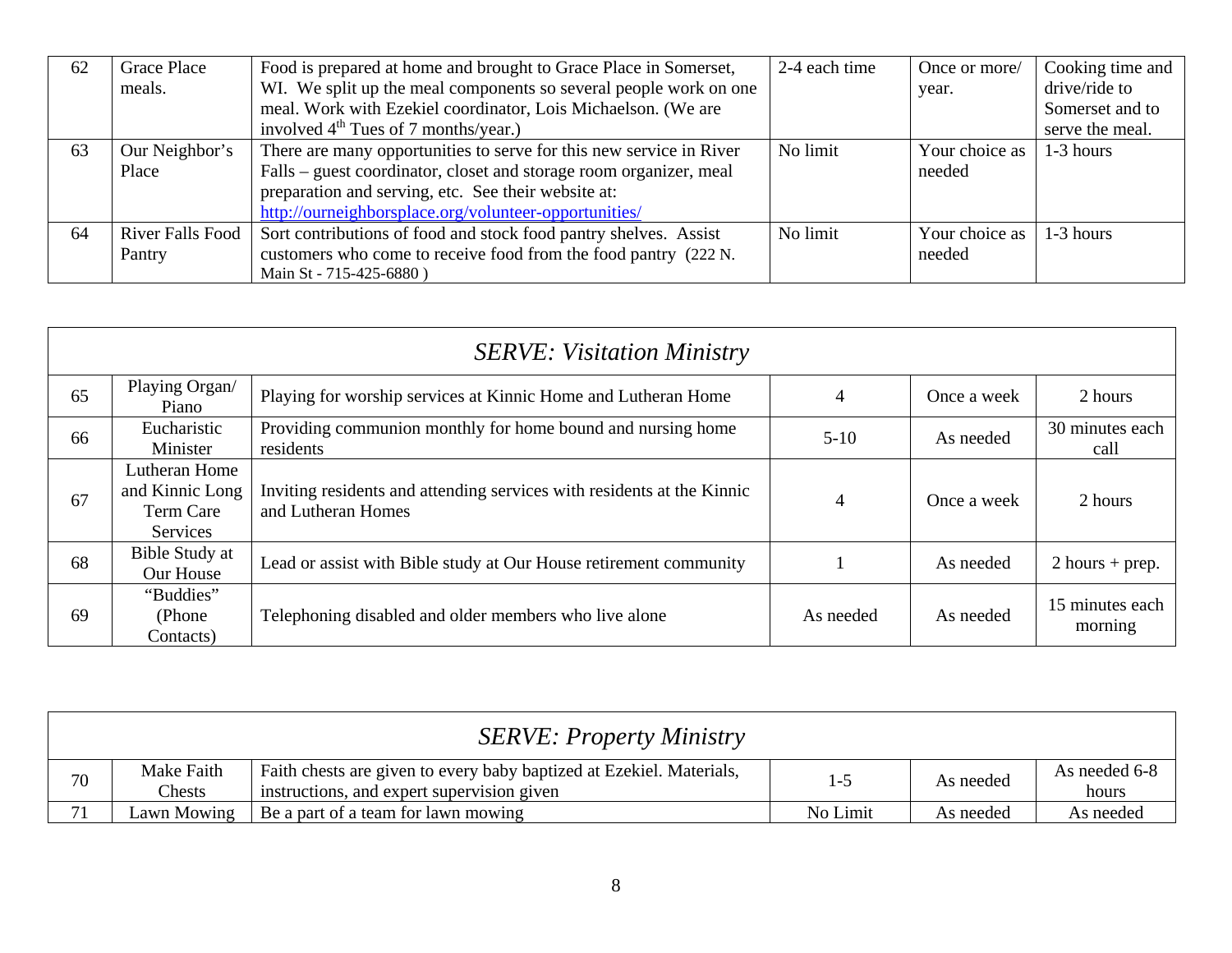| 62 | Grace Place meals. | Food is prepared at home and brought to Grace Place in Somerset, WI. We split up the meal components so several people work on one meal. Work with Ezekiel coordinator, Lois Michaelson. (We are involved 4th Tues of 7 months/year.) | 2-4 each time | Once or more/ year. | Cooking time and drive/ride to Somerset and to serve the meal. |
|---|---|---|---|---|---|
| 63 | Our Neighbor's Place | There are many opportunities to serve for this new service in River Falls – guest coordinator, closet and storage room organizer, meal preparation and serving, etc. See their website at: [http://ourneighborsplace.org/volunteer-opportunities/](http://ourneighborsplace.org/volunteer-opportunities/) | No limit | Your choice as needed | 1-3 hours |
| 64 | River Falls Food Pantry | Sort contributions of food and stock food pantry shelves. Assist customers who come to receive food from the food pantry (222 N. Main St - 715-425-6880 ) | No limit | Your choice as needed | 1-3 hours |

| *SERVE: Visitation Ministry* | | | | | |
|---|---|---|---|---|---|
| 65 | Playing Organ/ Piano | Playing for worship services at Kinnic Home and Lutheran Home | 4 | Once a week | 2 hours |
| 66 | Eucharistic Minister | Providing communion monthly for home bound and nursing home residents | 5-10 | As needed | 30 minutes each call |
| 67 | Lutheran Home and Kinnic Long Term Care Services | Inviting residents and attending services with residents at the Kinnic and Lutheran Homes | 4 | Once a week | 2 hours |
| 68 | Bible Study at Our House | Lead or assist with Bible study at Our House retirement community | 1 | As needed | 2 hours + prep. |
| 69 | "Buddies" (Phone Contacts) | Telephoning disabled and older members who live alone | As needed | As needed | 15 minutes each morning |

| *SERVE: Property Ministry* | | | | | |
|---|---|---|---|---|---|
| 70 | Make Faith Chests | Faith chests are given to every baby baptized at Ezekiel. Materials, instructions, and expert supervision given | 1-5 | As needed | As needed 6-8 hours |
| 71 | Lawn Mowing | Be a part of a team for lawn mowing | No Limit | As needed | As needed |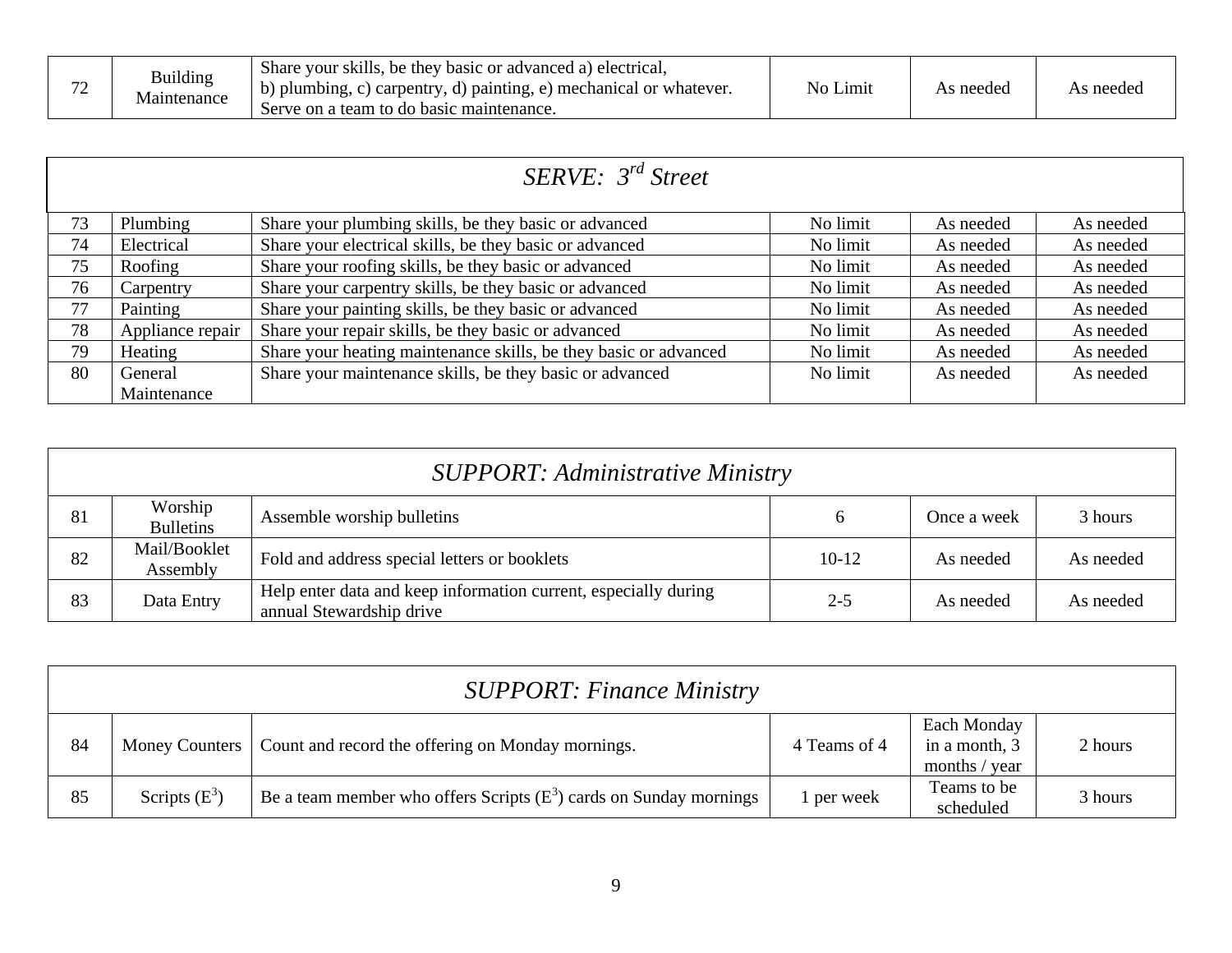| | | | | | |
|---|---|---|---|---|---|
| 72 | Building Maintenance | Share your skills, be they basic or advanced a) electrical, b) plumbing, c) carpentry, d) painting, e) mechanical or whatever. Serve on a team to do basic maintenance. | No Limit | As needed | As needed |

## *SERVE: 3rd Street*

| | | | | | |
|---|---|---|---|---|---|
| 73 | Plumbing | Share your plumbing skills, be they basic or advanced | No limit | As needed | As needed |
| 74 | Electrical | Share your electrical skills, be they basic or advanced | No limit | As needed | As needed |
| 75 | Roofing | Share your roofing skills, be they basic or advanced | No limit | As needed | As needed |
| 76 | Carpentry | Share your carpentry skills, be they basic or advanced | No limit | As needed | As needed |
| 77 | Painting | Share your painting skills, be they basic or advanced | No limit | As needed | As needed |
| 78 | Appliance repair | Share your repair skills, be they basic or advanced | No limit | As needed | As needed |
| 79 | Heating | Share your heating maintenance skills, be they basic or advanced | No limit | As needed | As needed |
| 80 | General Maintenance | Share your maintenance skills, be they basic or advanced | No limit | As needed | As needed |

## *SUPPORT: Administrative Ministry*

| | | | | | |
|---|---|---|---|---|---|
| 81 | Worship Bulletins | Assemble worship bulletins | 6 | Once a week | 3 hours |
| 82 | Mail/Booklet Assembly | Fold and address special letters or booklets | 10-12 | As needed | As needed |
| 83 | Data Entry | Help enter data and keep information current, especially during annual Stewardship drive | 2-5 | As needed | As needed |

## *SUPPORT: Finance Ministry*

| | | | | | |
|---|---|---|---|---|---|
| 84 | Money Counters | Count and record the offering on Monday mornings. | 4 Teams of 4 | Each Monday in a month, 3 months / year | 2 hours |
| 85 | Scripts ($E^3$) | Be a team member who offers Scripts ($E^3$) cards on Sunday mornings | 1 per week | Teams to be scheduled | 3 hours |